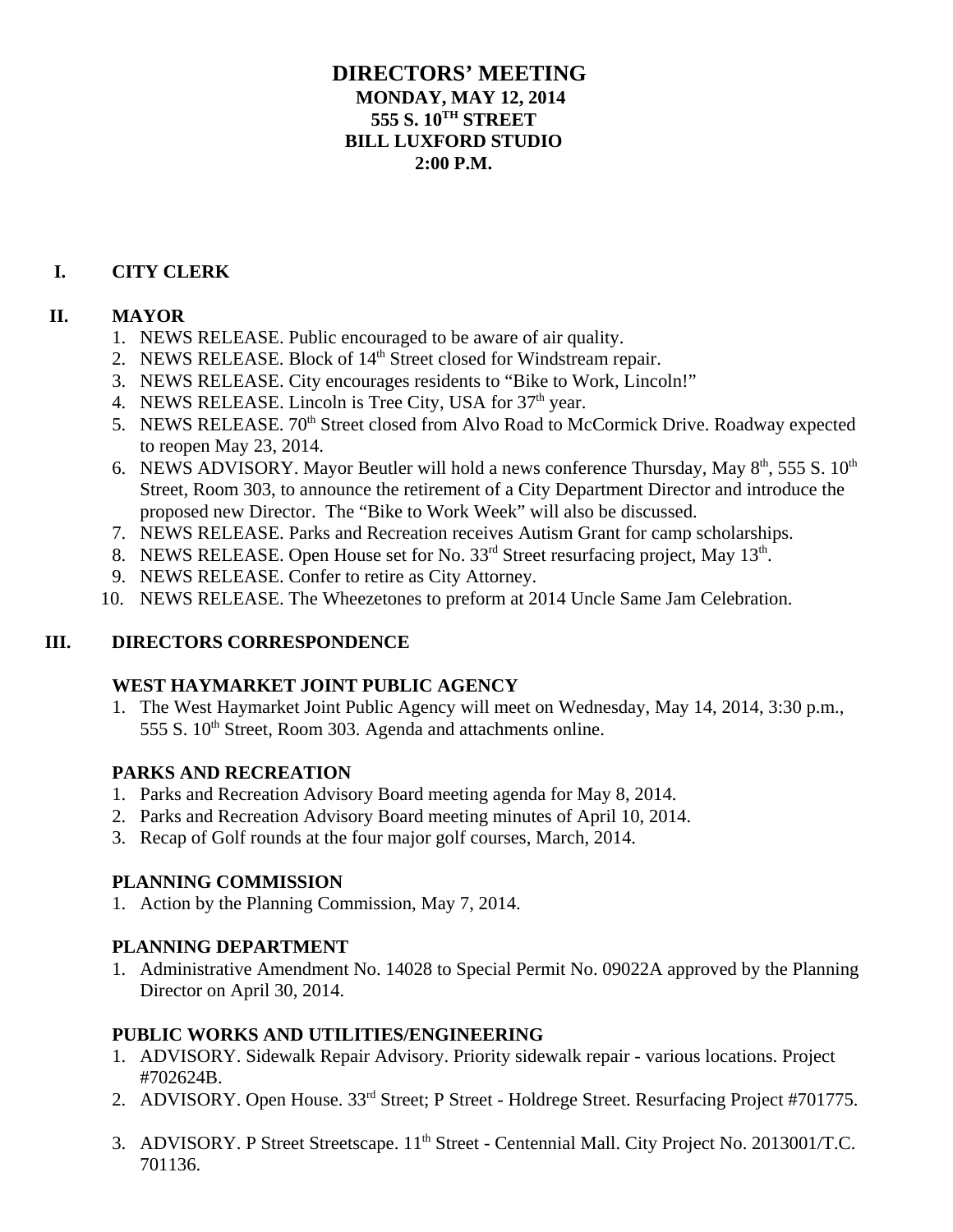# DIRECTORS' MEETING

**MONDAY, MAY 12, 2014**
**555 S. 10$^{TH}$ STREET**
**BILL LUXFORD STUDIO**
**2:00 P.M.**

## I. CITY CLERK

## II. MAYOR

1. NEWS RELEASE. Public encouraged to be aware of air quality.
2. NEWS RELEASE. Block of 14$^{th}$ Street closed for Windstream repair.
3. NEWS RELEASE. City encourages residents to "Bike to Work, Lincoln!"
4. NEWS RELEASE. Lincoln is Tree City, USA for 37$^{th}$ year.
5. NEWS RELEASE. 70$^{th}$ Street closed from Alvo Road to McCormick Drive. Roadway expected to reopen May 23, 2014.
6. NEWS ADVISORY. Mayor Beutler will hold a news conference Thursday, May 8$^{th}$, 555 S. 10$^{th}$ Street, Room 303, to announce the retirement of a City Department Director and introduce the proposed new Director. The "Bike to Work Week" will also be discussed.
7. NEWS RELEASE. Parks and Recreation receives Autism Grant for camp scholarships.
8. NEWS RELEASE. Open House set for No. 33$^{rd}$ Street resurfacing project, May 13$^{th}$.
9. NEWS RELEASE. Confer to retire as City Attorney.
10. NEWS RELEASE. The Wheezetones to preform at 2014 Uncle Same Jam Celebration.

## III. DIRECTORS CORRESPONDENCE

### WEST HAYMARKET JOINT PUBLIC AGENCY

1. The West Haymarket Joint Public Agency will meet on Wednesday, May 14, 2014, 3:30 p.m., 555 S. 10$^{th}$ Street, Room 303. Agenda and attachments online.

### PARKS AND RECREATION

1. Parks and Recreation Advisory Board meeting agenda for May 8, 2014.
2. Parks and Recreation Advisory Board meeting minutes of April 10, 2014.
3. Recap of Golf rounds at the four major golf courses, March, 2014.

### PLANNING COMMISSION

1. Action by the Planning Commission, May 7, 2014.

### PLANNING DEPARTMENT

1. Administrative Amendment No. 14028 to Special Permit No. 09022A approved by the Planning Director on April 30, 2014.

### PUBLIC WORKS AND UTILITIES/ENGINEERING

1. ADVISORY. Sidewalk Repair Advisory. Priority sidewalk repair - various locations. Project #702624B.
2. ADVISORY. Open House. 33$^{rd}$ Street; P Street - Holdrege Street. Resurfacing Project #701775.
3. ADVISORY. P Street Streetscape. 11$^{th}$ Street - Centennial Mall. City Project No. 2013001/T.C. 701136.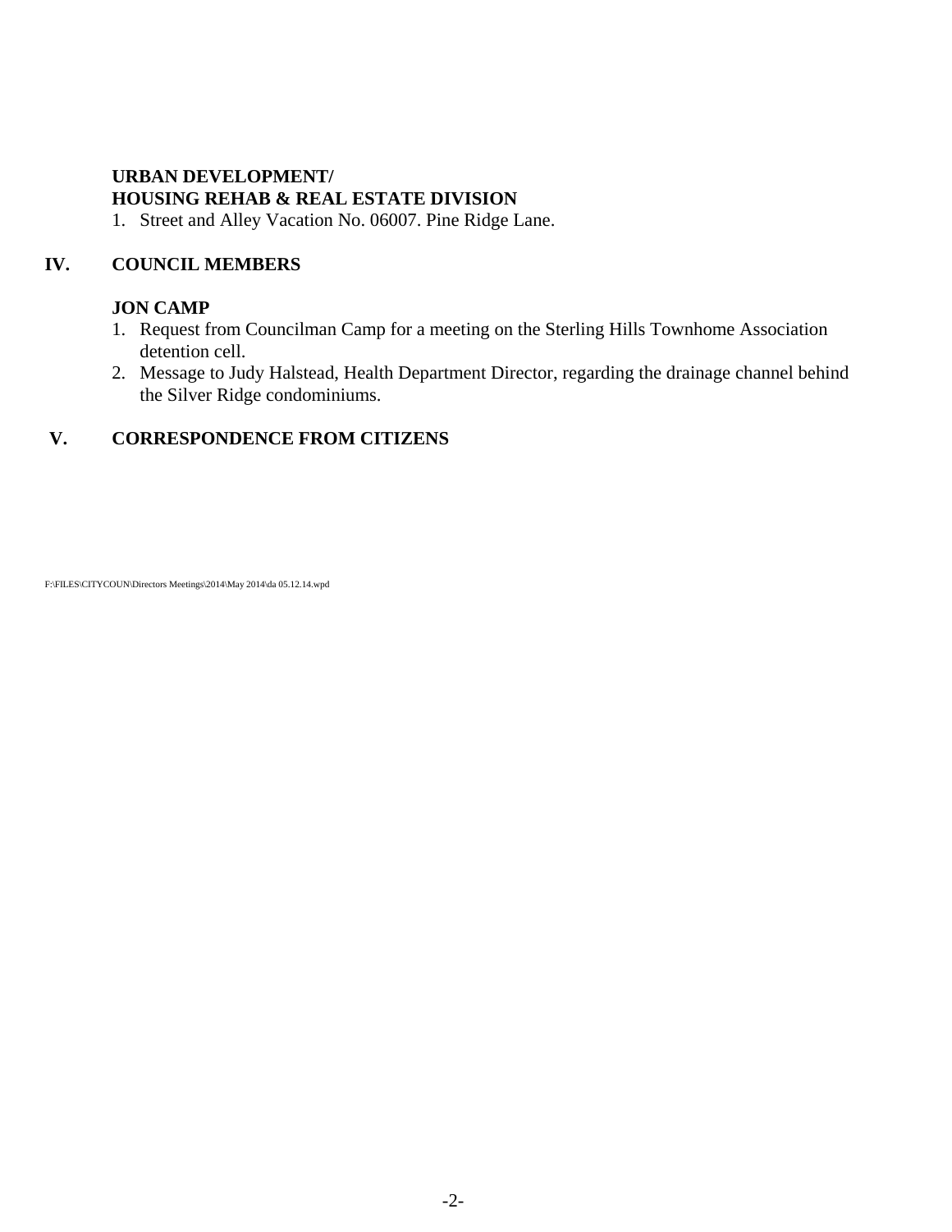**URBAN DEVELOPMENT/**
**HOUSING REHAB & REAL ESTATE DIVISION**

1. Street and Alley Vacation No. 06007. Pine Ridge Lane.

## IV. COUNCIL MEMBERS

**JON CAMP**

1. Request from Councilman Camp for a meeting on the Sterling Hills Townhome Association detention cell.
2. Message to Judy Halstead, Health Department Director, regarding the drainage channel behind the Silver Ridge condominiums.

## V. CORRESPONDENCE FROM CITIZENS

F:\FILES\CITYCOUN\Directors Meetings\2014\May 2014\da 05.12.14.wpd